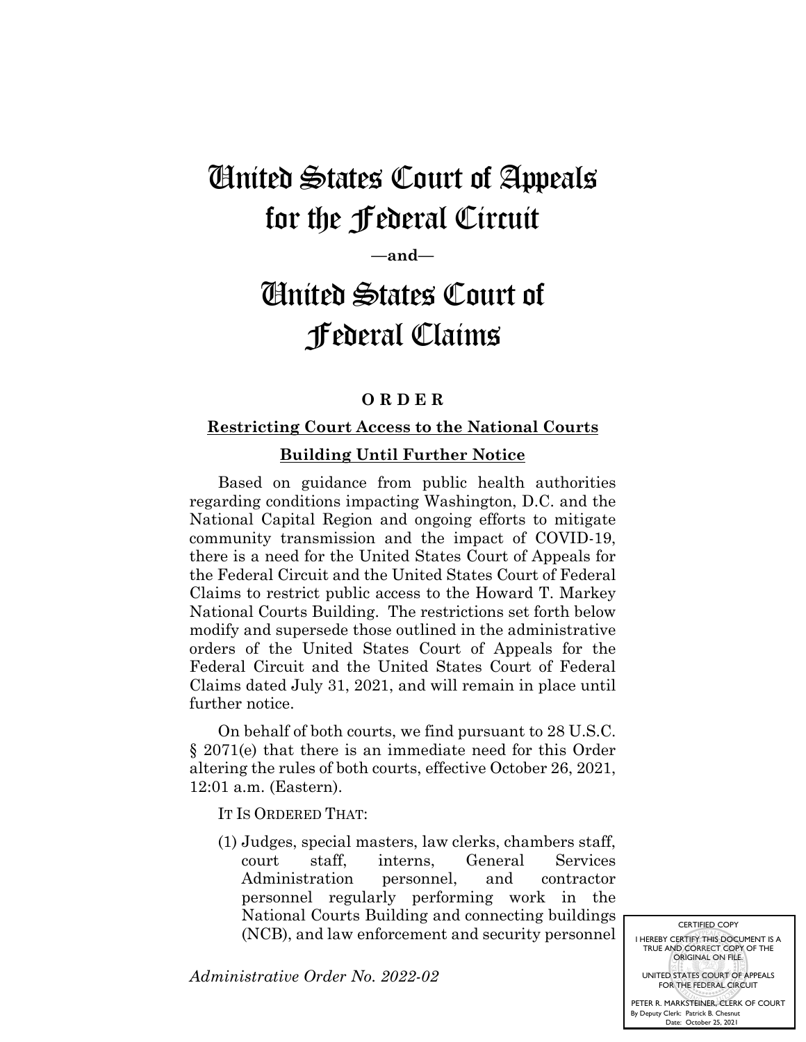# United States Court of Appeals for the Federal Circuit

**—and—**

# United States Court of Federal Claims

**O R D E R**

**Restricting Court Access to the National Courts Building Until Further Notice**

Based on guidance from public health authorities regarding conditions impacting Washington, D.C. and the National Capital Region and ongoing efforts to mitigate community transmission and the impact of COVID-19, there is a need for the United States Court of Appeals for the Federal Circuit and the United States Court of Federal Claims to restrict public access to the Howard T. Markey National Courts Building. The restrictions set forth below modify and supersede those outlined in the administrative orders of the United States Court of Appeals for the Federal Circuit and the United States Court of Federal Claims dated July 31, 2021, and will remain in place until further notice.

On behalf of both courts, we find pursuant to 28 U.S.C. § 2071(e) that there is an immediate need for this Order altering the rules of both courts, effective October 26, 2021, 12:01 a.m. (Eastern).

IT IS ORDERED THAT:

(1) Judges, special masters, law clerks, chambers staff, court staff, interns, General Services Administration personnel, and contractor personnel regularly performing work in the National Courts Building and connecting buildings (NCB), and law enforcement and security personnel

*Administrative Order No. 2022-02*

CERTIFIED COPY
I HEREBY CERTIFY THIS DOCUMENT IS A TRUE AND CORRECT COPY OF THE ORIGINAL ON FILE.
UNITED STATES COURT OF APPEALS FOR THE FEDERAL CIRCUIT
PETER R. MARKSTEINER, CLERK OF COURT
By Deputy Clerk: Patrick B. Chesnut
Date: October 25, 2021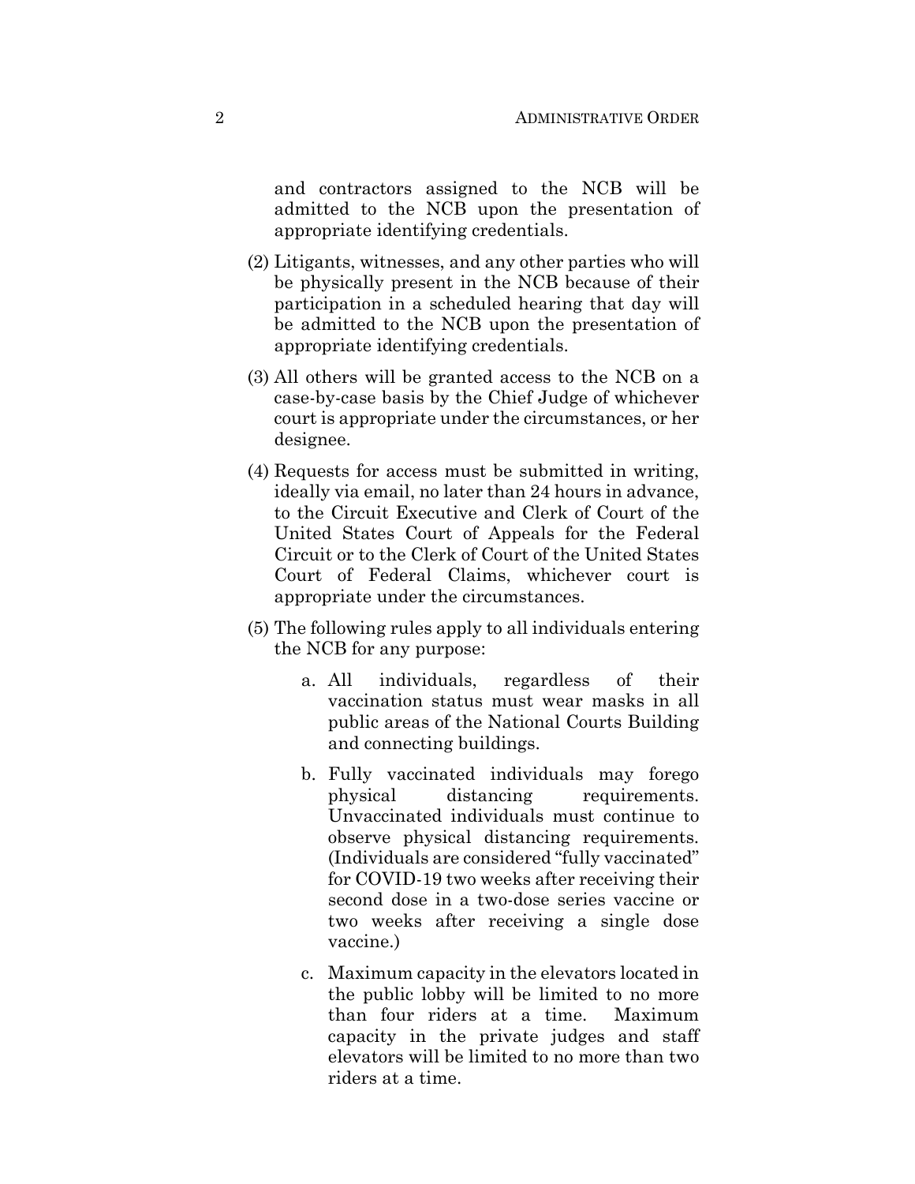and contractors assigned to the NCB will be admitted to the NCB upon the presentation of appropriate identifying credentials.

(2) Litigants, witnesses, and any other parties who will be physically present in the NCB because of their participation in a scheduled hearing that day will be admitted to the NCB upon the presentation of appropriate identifying credentials.

(3) All others will be granted access to the NCB on a case-by-case basis by the Chief Judge of whichever court is appropriate under the circumstances, or her designee.

(4) Requests for access must be submitted in writing, ideally via email, no later than 24 hours in advance, to the Circuit Executive and Clerk of Court of the United States Court of Appeals for the Federal Circuit or to the Clerk of Court of the United States Court of Federal Claims, whichever court is appropriate under the circumstances.

(5) The following rules apply to all individuals entering the NCB for any purpose:

   a. All individuals, regardless of their vaccination status must wear masks in all public areas of the National Courts Building and connecting buildings.

   b. Fully vaccinated individuals may forego physical distancing requirements. Unvaccinated individuals must continue to observe physical distancing requirements. (Individuals are considered "fully vaccinated" for COVID-19 two weeks after receiving their second dose in a two-dose series vaccine or two weeks after receiving a single dose vaccine.)

   c. Maximum capacity in the elevators located in the public lobby will be limited to no more than four riders at a time. Maximum capacity in the private judges and staff elevators will be limited to no more than two riders at a time.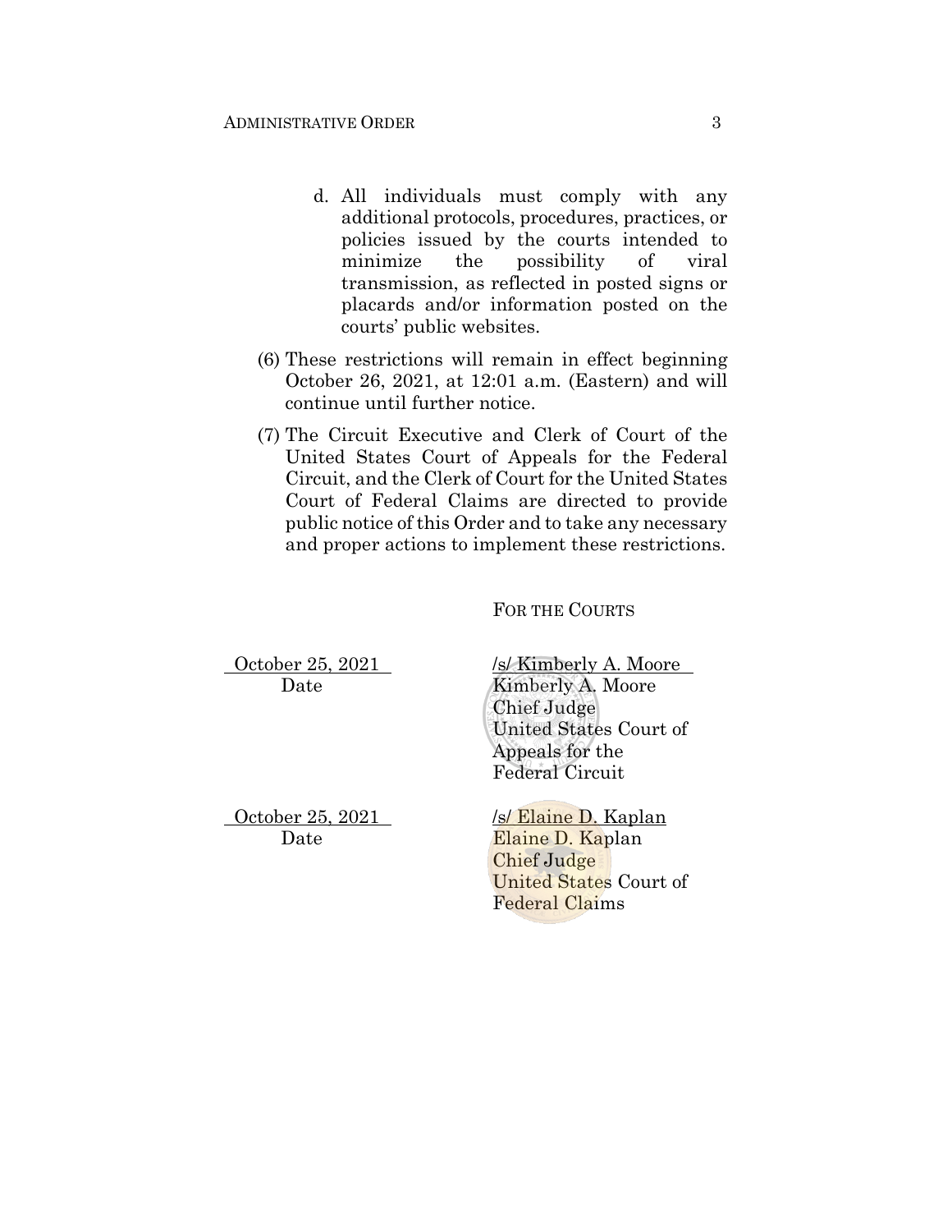d. All individuals must comply with any additional protocols, procedures, practices, or policies issued by the courts intended to minimize the possibility of viral transmission, as reflected in posted signs or placards and/or information posted on the courts' public websites.

(6) These restrictions will remain in effect beginning October 26, 2021, at 12:01 a.m. (Eastern) and will continue until further notice.

(7) The Circuit Executive and Clerk of Court of the United States Court of Appeals for the Federal Circuit, and the Clerk of Court for the United States Court of Federal Claims are directed to provide public notice of this Order and to take any necessary and proper actions to implement these restrictions.

FOR THE COURTS

October 25, 2021
Date

/s/ Kimberly A. Moore
Kimberly A. Moore
Chief Judge
United States Court of Appeals for the Federal Circuit

October 25, 2021
Date

/s/ Elaine D. Kaplan
Elaine D. Kaplan
Chief Judge
United States Court of Federal Claims